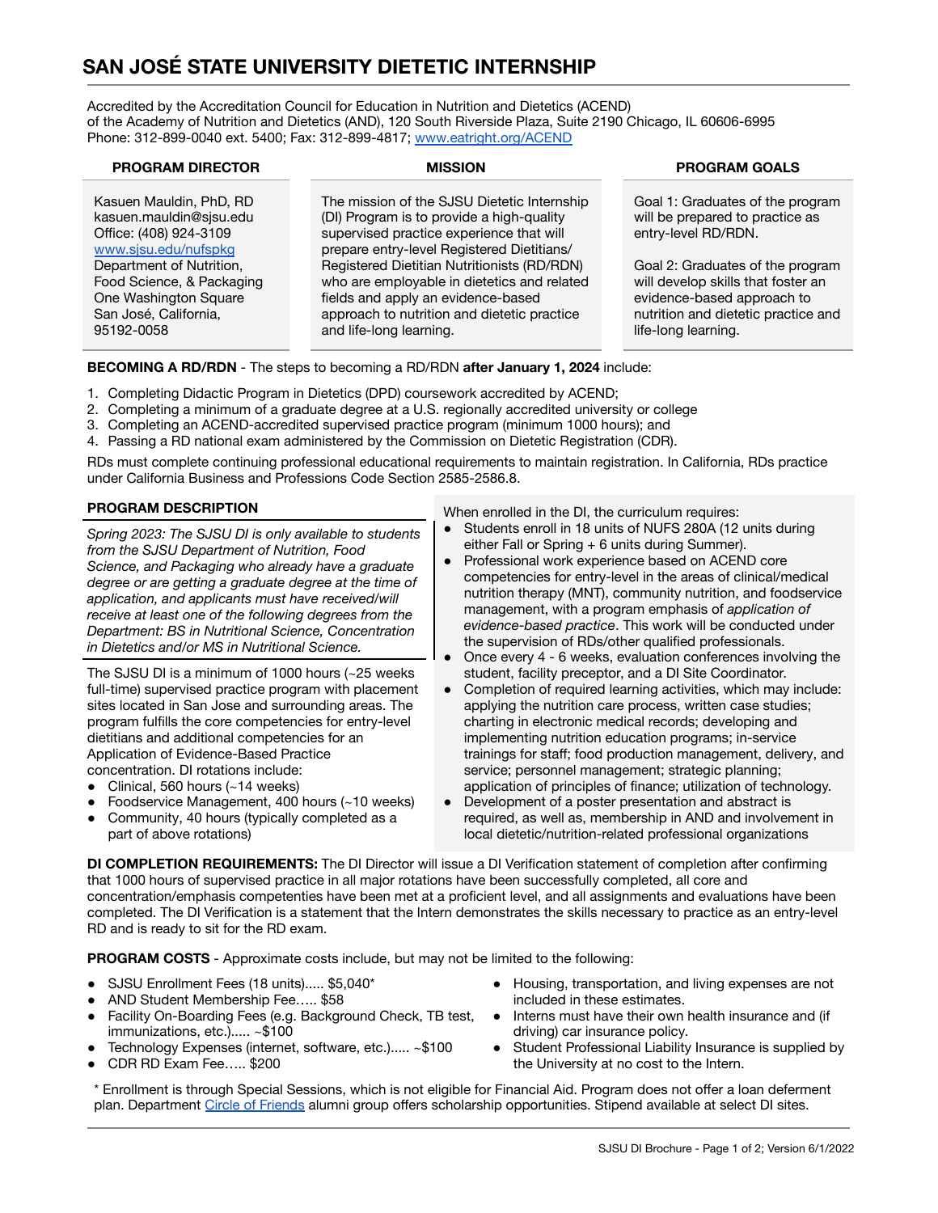# SAN JOSÉ STATE UNIVERSITY DIETETIC INTERNSHIP

Accredited by the Accreditation Council for Education in Nutrition and Dietetics (ACEND) of the Academy of Nutrition and Dietetics (AND), 120 South Riverside Plaza, Suite 2190 Chicago, IL 60606-6995
Phone: 312-899-0040 ext. 5400; Fax: 312-899-4817; www.eatright.org/ACEND

### PROGRAM DIRECTOR

Kasuen Mauldin, PhD, RD
kasuen.mauldin@sjsu.edu
Office: (408) 924-3109
www.sjsu.edu/nufspkg
Department of Nutrition, Food Science, & Packaging
One Washington Square
San José, California, 95192-0058

### MISSION

The mission of the SJSU Dietetic Internship (DI) Program is to provide a high-quality supervised practice experience that will prepare entry-level Registered Dietitians/ Registered Dietitian Nutritionists (RD/RDN) who are employable in dietetics and related fields and apply an evidence-based approach to nutrition and dietetic practice and life-long learning.

### PROGRAM GOALS

Goal 1: Graduates of the program will be prepared to practice as entry-level RD/RDN.

Goal 2: Graduates of the program will develop skills that foster an evidence-based approach to nutrition and dietetic practice and life-long learning.

**BECOMING A RD/RDN** - The steps to becoming a RD/RDN **after January 1, 2024** include:

1. Completing Didactic Program in Dietetics (DPD) coursework accredited by ACEND;
2. Completing a minimum of a graduate degree at a U.S. regionally accredited university or college
3. Completing an ACEND-accredited supervised practice program (minimum 1000 hours); and
4. Passing a RD national exam administered by the Commission on Dietetic Registration (CDR).

RDs must complete continuing professional educational requirements to maintain registration. In California, RDs practice under California Business and Professions Code Section 2585-2586.8.

### PROGRAM DESCRIPTION

*Spring 2023: The SJSU DI is only available to students from the SJSU Department of Nutrition, Food Science, and Packaging who already have a graduate degree or are getting a graduate degree at the time of application, and applicants must have received/will receive at least one of the following degrees from the Department: BS in Nutritional Science, Concentration in Dietetics and/or MS in Nutritional Science.*

The SJSU DI is a minimum of 1000 hours (~25 weeks full-time) supervised practice program with placement sites located in San Jose and surrounding areas. The program fulfills the core competencies for entry-level dietitians and additional competencies for an Application of Evidence-Based Practice concentration. DI rotations include:

- Clinical, 560 hours (~14 weeks)
- Foodservice Management, 400 hours (~10 weeks)
- Community, 40 hours (typically completed as a part of above rotations)

When enrolled in the DI, the curriculum requires:

- Students enroll in 18 units of NUFS 280A (12 units during either Fall or Spring + 6 units during Summer).
- Professional work experience based on ACEND core competencies for entry-level in the areas of clinical/medical nutrition therapy (MNT), community nutrition, and foodservice management, with a program emphasis of *application of evidence-based practice*. This work will be conducted under the supervision of RDs/other qualified professionals.
- Once every 4 - 6 weeks, evaluation conferences involving the student, facility preceptor, and a DI Site Coordinator.
- Completion of required learning activities, which may include: applying the nutrition care process, written case studies; charting in electronic medical records; developing and implementing nutrition education programs; in-service trainings for staff; food production management, delivery, and service; personnel management; strategic planning; application of principles of finance; utilization of technology.
- Development of a poster presentation and abstract is required, as well as, membership in AND and involvement in local dietetic/nutrition-related professional organizations

**DI COMPLETION REQUIREMENTS:** The DI Director will issue a DI Verification statement of completion after confirming that 1000 hours of supervised practice in all major rotations have been successfully completed, all core and concentration/emphasis competencies have been met at a proficient level, and all assignments and evaluations have been completed. The DI Verification is a statement that the Intern demonstrates the skills necessary to practice as an entry-level RD and is ready to sit for the RD exam.

**PROGRAM COSTS** - Approximate costs include, but may not be limited to the following:

- SJSU Enrollment Fees (18 units)..... $5,040*
- AND Student Membership Fee….. $58
- Facility On-Boarding Fees (e.g. Background Check, TB test, immunizations, etc.)..... ~$100
- Technology Expenses (internet, software, etc.)..... ~$100
- CDR RD Exam Fee….. $200
- Housing, transportation, and living expenses are not included in these estimates.
- Interns must have their own health insurance and (if driving) car insurance policy.
- Student Professional Liability Insurance is supplied by the University at no cost to the Intern.

* Enrollment is through Special Sessions, which is not eligible for Financial Aid. Program does not offer a loan deferment plan. Department Circle of Friends alumni group offers scholarship opportunities. Stipend available at select DI sites.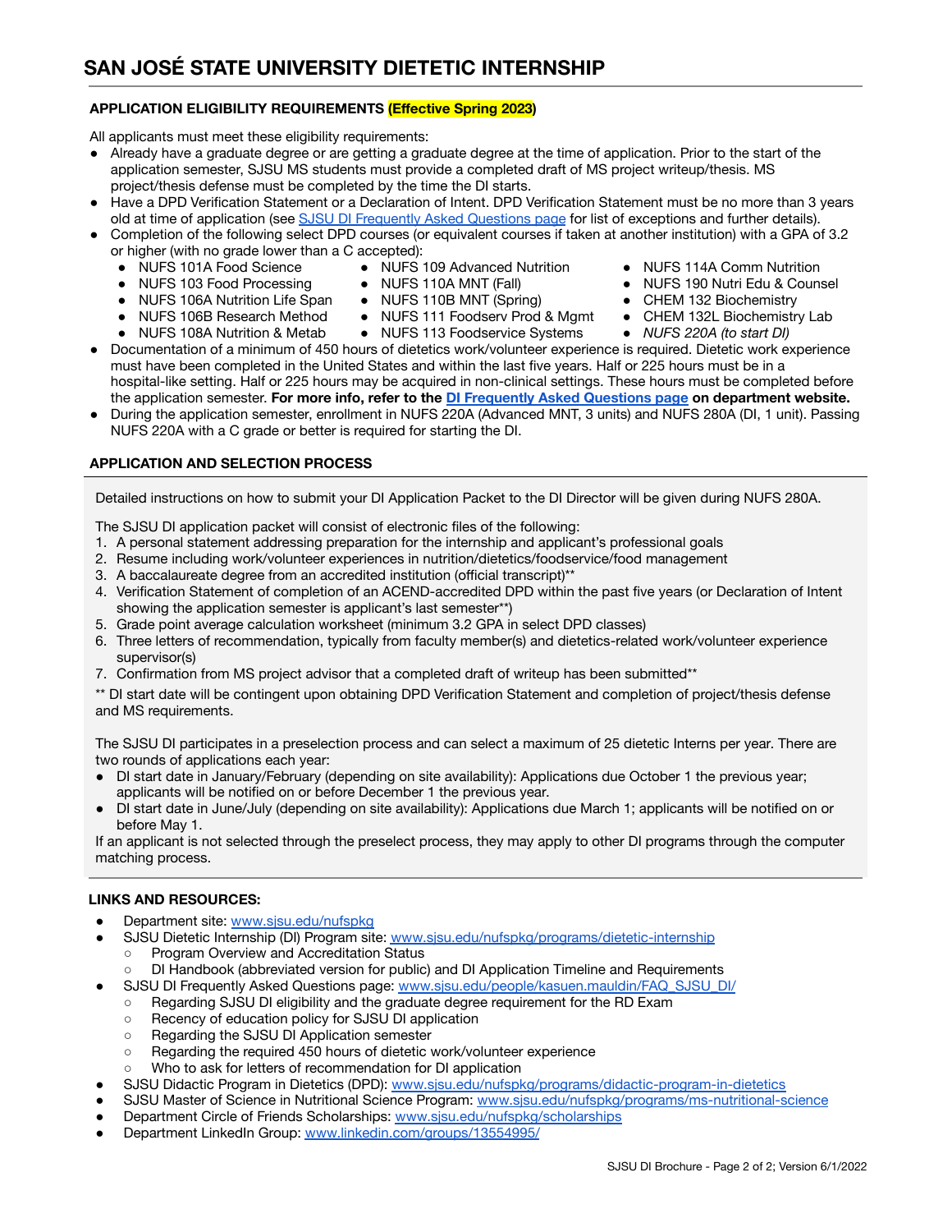# SAN JOSÉ STATE UNIVERSITY DIETETIC INTERNSHIP

**APPLICATION ELIGIBILITY REQUIREMENTS (Effective Spring 2023)**

All applicants must meet these eligibility requirements:

- Already have a graduate degree or are getting a graduate degree at the time of application. Prior to the start of the application semester, SJSU MS students must provide a completed draft of MS project writeup/thesis. MS project/thesis defense must be completed by the time the DI starts.
- Have a DPD Verification Statement or a Declaration of Intent. DPD Verification Statement must be no more than 3 years old at time of application (see SJSU DI Frequently Asked Questions page for list of exceptions and further details).
- Completion of the following select DPD courses (or equivalent courses if taken at another institution) with a GPA of 3.2 or higher (with no grade lower than a C accepted):
    - NUFS 101A Food Science
    - NUFS 103 Food Processing
    - NUFS 106A Nutrition Life Span
    - NUFS 106B Research Method
    - NUFS 108A Nutrition & Metab
    - NUFS 109 Advanced Nutrition
    - NUFS 110A MNT (Fall)
    - NUFS 110B MNT (Spring)
    - NUFS 111 Foodserv Prod & Mgmt
    - NUFS 113 Foodservice Systems
    - NUFS 114A Comm Nutrition
    - NUFS 190 Nutri Edu & Counsel
    - CHEM 132 Biochemistry
    - CHEM 132L Biochemistry Lab
    - *NUFS 220A (to start DI)*
- Documentation of a minimum of 450 hours of dietetics work/volunteer experience is required. Dietetic work experience must have been completed in the United States and within the last five years. Half or 225 hours must be in a hospital-like setting. Half or 225 hours may be acquired in non-clinical settings. These hours must be completed before the application semester. **For more info, refer to the DI Frequently Asked Questions page on department website.**
- During the application semester, enrollment in NUFS 220A (Advanced MNT, 3 units) and NUFS 280A (DI, 1 unit). Passing NUFS 220A with a C grade or better is required for starting the DI.

**APPLICATION AND SELECTION PROCESS**

Detailed instructions on how to submit your DI Application Packet to the DI Director will be given during NUFS 280A.

The SJSU DI application packet will consist of electronic files of the following:

1. A personal statement addressing preparation for the internship and applicant's professional goals
2. Resume including work/volunteer experiences in nutrition/dietetics/foodservice/food management
3. A baccalaureate degree from an accredited institution (official transcript)**
4. Verification Statement of completion of an ACEND-accredited DPD within the past five years (or Declaration of Intent showing the application semester is applicant's last semester**)
5. Grade point average calculation worksheet (minimum 3.2 GPA in select DPD classes)
6. Three letters of recommendation, typically from faculty member(s) and dietetics-related work/volunteer experience supervisor(s)
7. Confirmation from MS project advisor that a completed draft of writeup has been submitted**

** DI start date will be contingent upon obtaining DPD Verification Statement and completion of project/thesis defense and MS requirements.

The SJSU DI participates in a preselection process and can select a maximum of 25 dietetic Interns per year. There are two rounds of applications each year:

- DI start date in January/February (depending on site availability): Applications due October 1 the previous year; applicants will be notified on or before December 1 the previous year.
- DI start date in June/July (depending on site availability): Applications due March 1; applicants will be notified on or before May 1.

If an applicant is not selected through the preselect process, they may apply to other DI programs through the computer matching process.

**LINKS AND RESOURCES:**

- Department site: www.sjsu.edu/nufspkg
- SJSU Dietetic Internship (DI) Program site: www.sjsu.edu/nufspkg/programs/dietetic-internship
    - Program Overview and Accreditation Status
    - DI Handbook (abbreviated version for public) and DI Application Timeline and Requirements
- SJSU DI Frequently Asked Questions page: www.sjsu.edu/people/kasuen.mauldin/FAQ_SJSU_DI/
    - Regarding SJSU DI eligibility and the graduate degree requirement for the RD Exam
    - Recency of education policy for SJSU DI application
    - Regarding the SJSU DI Application semester
    - Regarding the required 450 hours of dietetic work/volunteer experience
    - Who to ask for letters of recommendation for DI application
- SJSU Didactic Program in Dietetics (DPD): www.sjsu.edu/nufspkg/programs/didactic-program-in-dietetics
- SJSU Master of Science in Nutritional Science Program: www.sjsu.edu/nufspkg/programs/ms-nutritional-science
- Department Circle of Friends Scholarships: www.sjsu.edu/nufspkg/scholarships
- Department LinkedIn Group: www.linkedin.com/groups/13554995/

SJSU DI Brochure - Page 2 of 2; Version 6/1/2022